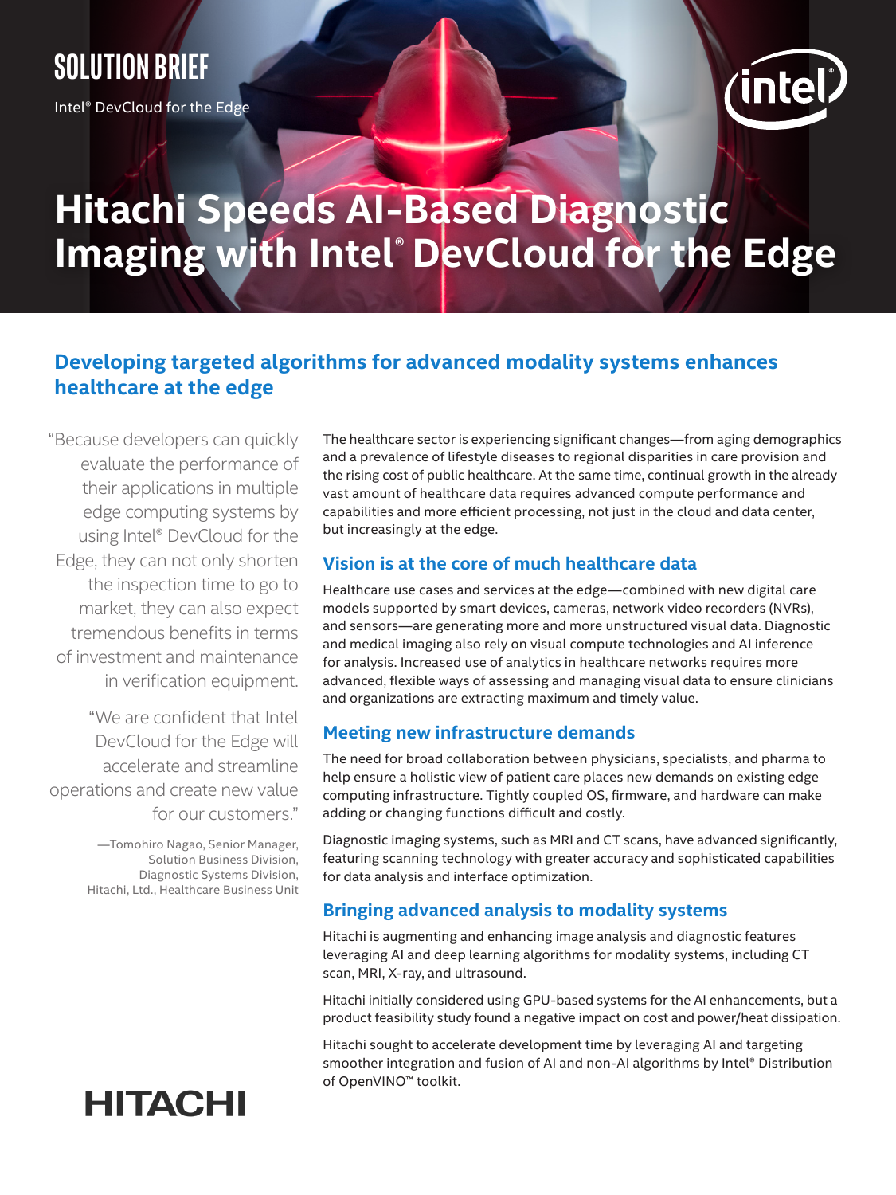SOLUTION BRIEF

Intel® DevCloud for the Edge

# Hitachi Speeds AI-Based Diagnostic Imaging with Intel® DevCloud for the Edge

## Developing targeted algorithms for advanced modality systems enhances healthcare at the edge

"Because developers can quickly evaluate the performance of their applications in multiple edge computing systems by using Intel® DevCloud for the Edge, they can not only shorten the inspection time to go to market, they can also expect tremendous benefits in terms of investment and maintenance in verification equipment.

"We are confident that Intel DevCloud for the Edge will accelerate and streamline operations and create new value for our customers."

—Tomohiro Nagao, Senior Manager, Solution Business Division, Diagnostic Systems Division, Hitachi, Ltd., Healthcare Business Unit

The healthcare sector is experiencing significant changes—from aging demographics and a prevalence of lifestyle diseases to regional disparities in care provision and the rising cost of public healthcare. At the same time, continual growth in the already vast amount of healthcare data requires advanced compute performance and capabilities and more efficient processing, not just in the cloud and data center, but increasingly at the edge.

### Vision is at the core of much healthcare data

Healthcare use cases and services at the edge—combined with new digital care models supported by smart devices, cameras, network video recorders (NVRs), and sensors—are generating more and more unstructured visual data. Diagnostic and medical imaging also rely on visual compute technologies and AI inference for analysis. Increased use of analytics in healthcare networks requires more advanced, flexible ways of assessing and managing visual data to ensure clinicians and organizations are extracting maximum and timely value.

### Meeting new infrastructure demands

The need for broad collaboration between physicians, specialists, and pharma to help ensure a holistic view of patient care places new demands on existing edge computing infrastructure. Tightly coupled OS, firmware, and hardware can make adding or changing functions difficult and costly.

Diagnostic imaging systems, such as MRI and CT scans, have advanced significantly, featuring scanning technology with greater accuracy and sophisticated capabilities for data analysis and interface optimization.

### Bringing advanced analysis to modality systems

Hitachi is augmenting and enhancing image analysis and diagnostic features leveraging AI and deep learning algorithms for modality systems, including CT scan, MRI, X-ray, and ultrasound.

Hitachi initially considered using GPU-based systems for the AI enhancements, but a product feasibility study found a negative impact on cost and power/heat dissipation.

Hitachi sought to accelerate development time by leveraging AI and targeting smoother integration and fusion of AI and non-AI algorithms by Intel® Distribution of OpenVINO™ toolkit.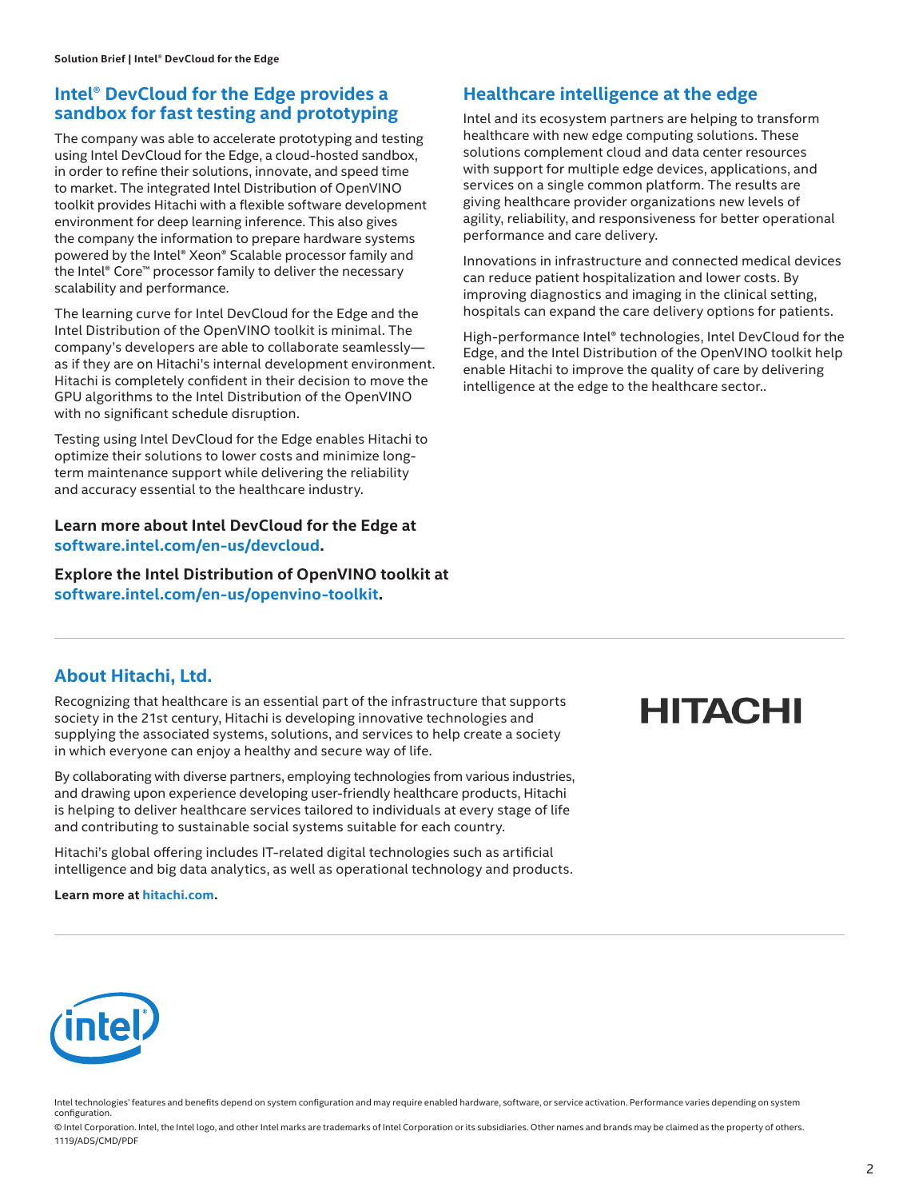## Intel® DevCloud for the Edge provides a sandbox for fast testing and prototyping

The company was able to accelerate prototyping and testing using Intel DevCloud for the Edge, a cloud-hosted sandbox, in order to refine their solutions, innovate, and speed time to market. The integrated Intel Distribution of OpenVINO toolkit provides Hitachi with a flexible software development environment for deep learning inference. This also gives the company the information to prepare hardware systems powered by the Intel® Xeon® Scalable processor family and the Intel® Core™ processor family to deliver the necessary scalability and performance.

The learning curve for Intel DevCloud for the Edge and the Intel Distribution of the OpenVINO toolkit is minimal. The company's developers are able to collaborate seamlessly—as if they are on Hitachi's internal development environment. Hitachi is completely confident in their decision to move the GPU algorithms to the Intel Distribution of the OpenVINO with no significant schedule disruption.

Testing using Intel DevCloud for the Edge enables Hitachi to optimize their solutions to lower costs and minimize long-term maintenance support while delivering the reliability and accuracy essential to the healthcare industry.

**Learn more about Intel DevCloud for the Edge at software.intel.com/en-us/devcloud.**

**Explore the Intel Distribution of OpenVINO toolkit at software.intel.com/en-us/openvino-toolkit.**

## Healthcare intelligence at the edge

Intel and its ecosystem partners are helping to transform healthcare with new edge computing solutions. These solutions complement cloud and data center resources with support for multiple edge devices, applications, and services on a single common platform. The results are giving healthcare provider organizations new levels of agility, reliability, and responsiveness for better operational performance and care delivery.

Innovations in infrastructure and connected medical devices can reduce patient hospitalization and lower costs. By improving diagnostics and imaging in the clinical setting, hospitals can expand the care delivery options for patients.

High-performance Intel® technologies, Intel DevCloud for the Edge, and the Intel Distribution of the OpenVINO toolkit help enable Hitachi to improve the quality of care by delivering intelligence at the edge to the healthcare sector..

## About Hitachi, Ltd.

Recognizing that healthcare is an essential part of the infrastructure that supports society in the 21st century, Hitachi is developing innovative technologies and supplying the associated systems, solutions, and services to help create a society in which everyone can enjoy a healthy and secure way of life.

By collaborating with diverse partners, employing technologies from various industries, and drawing upon experience developing user-friendly healthcare products, Hitachi is helping to deliver healthcare services tailored to individuals at every stage of life and contributing to sustainable social systems suitable for each country.

Hitachi's global offering includes IT-related digital technologies such as artificial intelligence and big data analytics, as well as operational technology and products.

**Learn more at hitachi.com.**

HITACHI

Intel technologies' features and benefits depend on system configuration and may require enabled hardware, software, or service activation. Performance varies depending on system configuration.

© Intel Corporation. Intel, the Intel logo, and other Intel marks are trademarks of Intel Corporation or its subsidiaries. Other names and brands may be claimed as the property of others.
1119/ADS/CMD/PDF